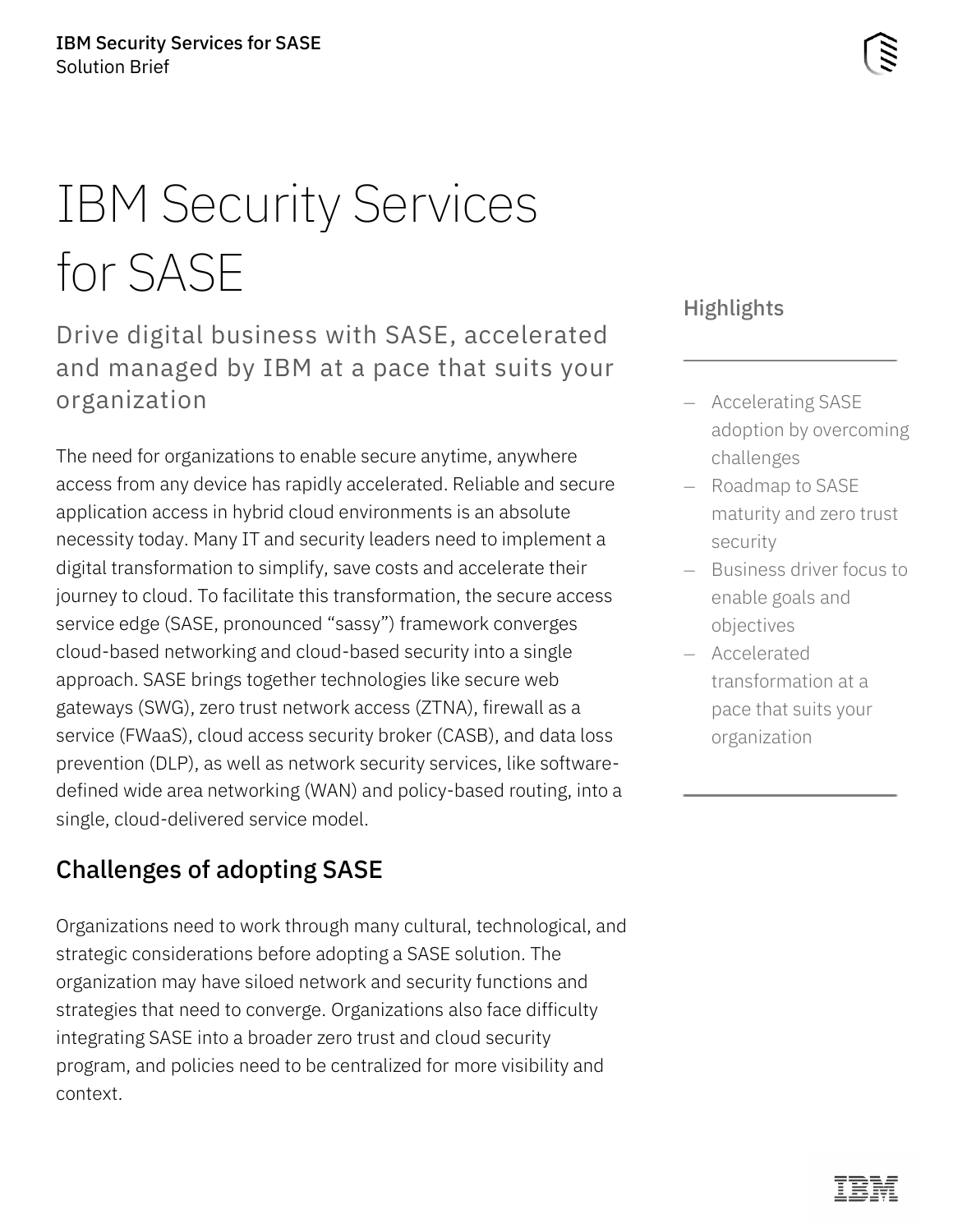# IBM Security Services for SASE

Drive digital business with SASE, accelerated and managed by IBM at a pace that suits your organization

The need for organizations to enable secure anytime, anywhere access from any device has rapidly accelerated. Reliable and secure application access in hybrid cloud environments is an absolute necessity today. Many IT and security leaders need to implement a digital transformation to simplify, save costs and accelerate their journey to cloud. To facilitate this transformation, the secure access service edge (SASE, pronounced "sassy") framework converges cloud-based networking and cloud-based security into a single approach. SASE brings together technologies like secure web gateways (SWG), zero trust network access (ZTNA), firewall as a service (FWaaS), cloud access security broker (CASB), and data loss prevention (DLP), as well as network security services, like software-defined wide area networking (WAN) and policy-based routing, into a single, cloud-delivered service model.

## Challenges of adopting SASE

Organizations need to work through many cultural, technological, and strategic considerations before adopting a SASE solution. The organization may have siloed network and security functions and strategies that need to converge. Organizations also face difficulty integrating SASE into a broader zero trust and cloud security program, and policies need to be centralized for more visibility and context.

### Highlights

- Accelerating SASE adoption by overcoming challenges
- Roadmap to SASE maturity and zero trust security
- Business driver focus to enable goals and objectives
- Accelerated transformation at a pace that suits your organization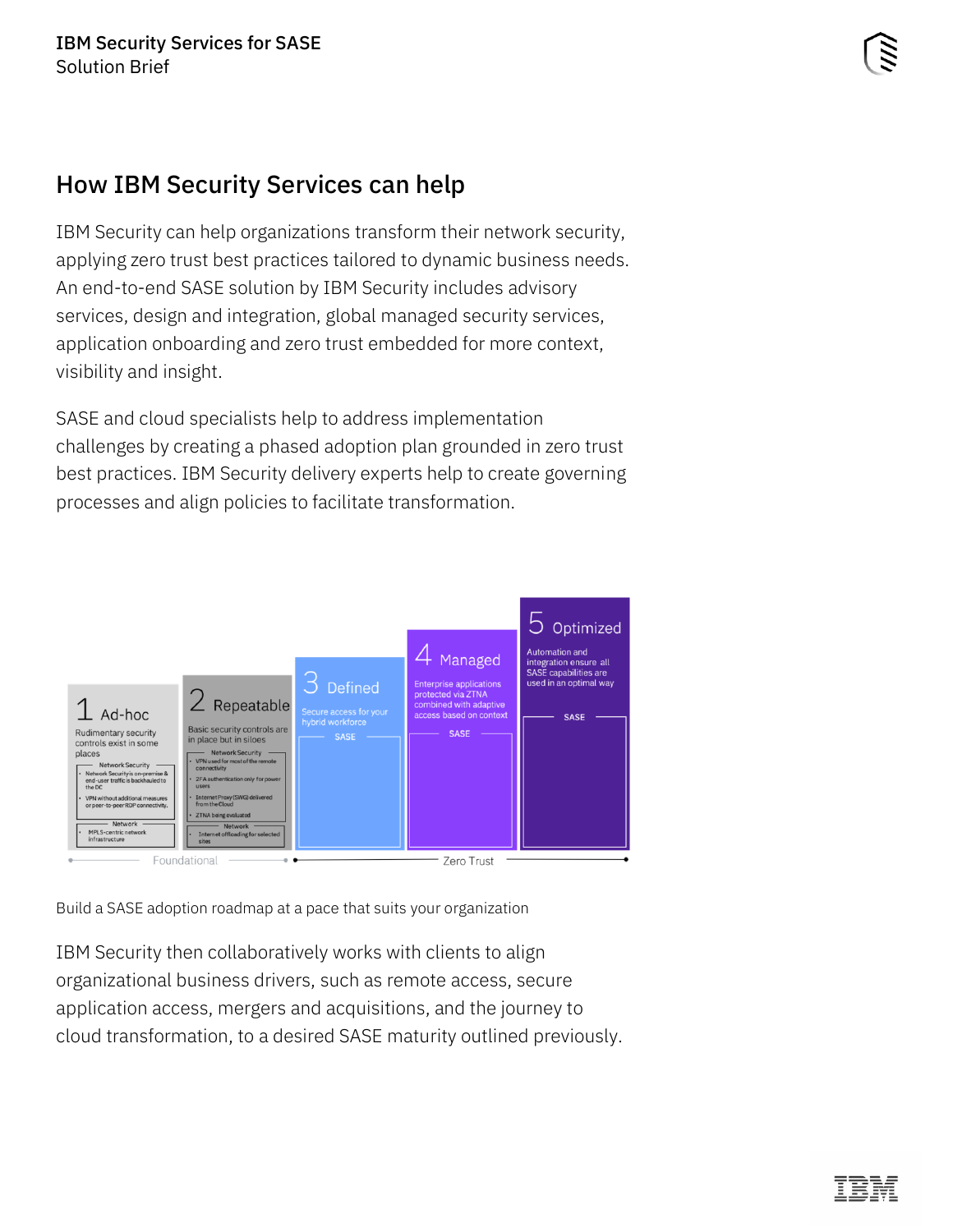## How IBM Security Services can help

IBM Security can help organizations transform their network security, applying zero trust best practices tailored to dynamic business needs. An end-to-end SASE solution by IBM Security includes advisory services, design and integration, global managed security services, application onboarding and zero trust embedded for more context, visibility and insight.

SASE and cloud specialists help to address implementation challenges by creating a phased adoption plan grounded in zero trust best practices. IBM Security delivery experts help to create governing processes and align policies to facilitate transformation.

**1 Ad-hoc**
Rudimentary security controls exist in some places

Network Security
- Network Security is on-premise & end-user traffic is backhauled to the DC
- VPN without additional measures or peer-to-peer RDP connectivity.

Network
- MPLS-centric network infrastructure

**2 Repeatable**
Basic security controls are in place but in siloes

Network Security
- VPN used for most of the remote connectivity
- 2FA authentication only for power users
- Internet Proxy (SWG) delivered from the Cloud
- ZTNA being evaluated

Network
- Internet offloading for selected sites

**3 Defined**
Secure access for your hybrid workforce

SASE

**4 Managed**
Enterprise applications protected via ZTNA combined with adaptive access based on context

SASE

**5 Optimized**
Automation and integration ensure all SASE capabilities are used in an optimal way

SASE

Foundational — Zero Trust

Build a SASE adoption roadmap at a pace that suits your organization

IBM Security then collaboratively works with clients to align organizational business drivers, such as remote access, secure application access, mergers and acquisitions, and the journey to cloud transformation, to a desired SASE maturity outlined previously.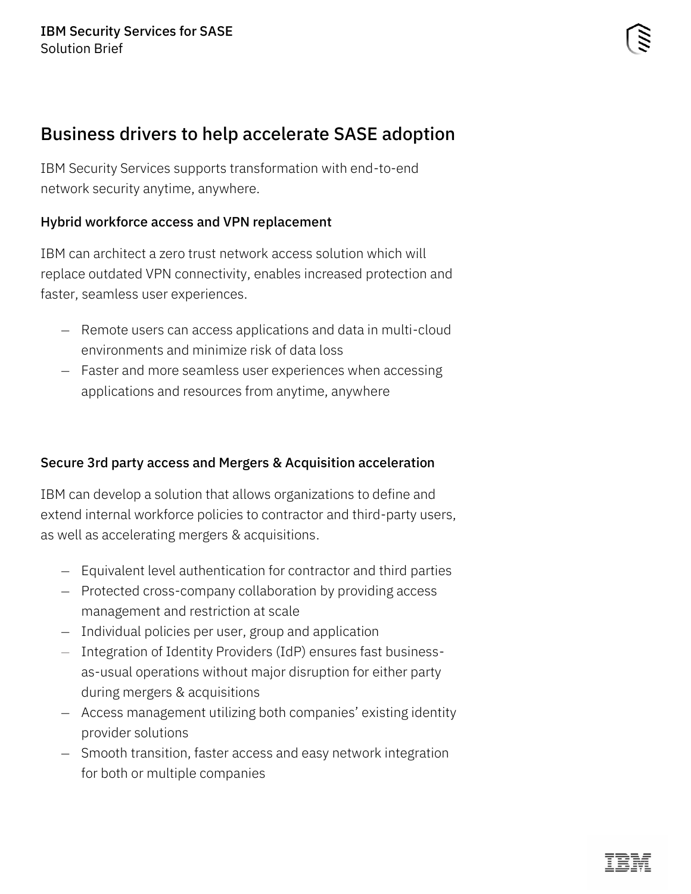# Business drivers to help accelerate SASE adoption

IBM Security Services supports transformation with end-to-end network security anytime, anywhere.

### Hybrid workforce access and VPN replacement

IBM can architect a zero trust network access solution which will replace outdated VPN connectivity, enables increased protection and faster, seamless user experiences.

- Remote users can access applications and data in multi-cloud environments and minimize risk of data loss
- Faster and more seamless user experiences when accessing applications and resources from anytime, anywhere

### Secure 3rd party access and Mergers & Acquisition acceleration

IBM can develop a solution that allows organizations to define and extend internal workforce policies to contractor and third-party users, as well as accelerating mergers & acquisitions.

- Equivalent level authentication for contractor and third parties
- Protected cross-company collaboration by providing access management and restriction at scale
- Individual policies per user, group and application
- Integration of Identity Providers (IdP) ensures fast business-as-usual operations without major disruption for either party during mergers & acquisitions
- Access management utilizing both companies' existing identity provider solutions
- Smooth transition, faster access and easy network integration for both or multiple companies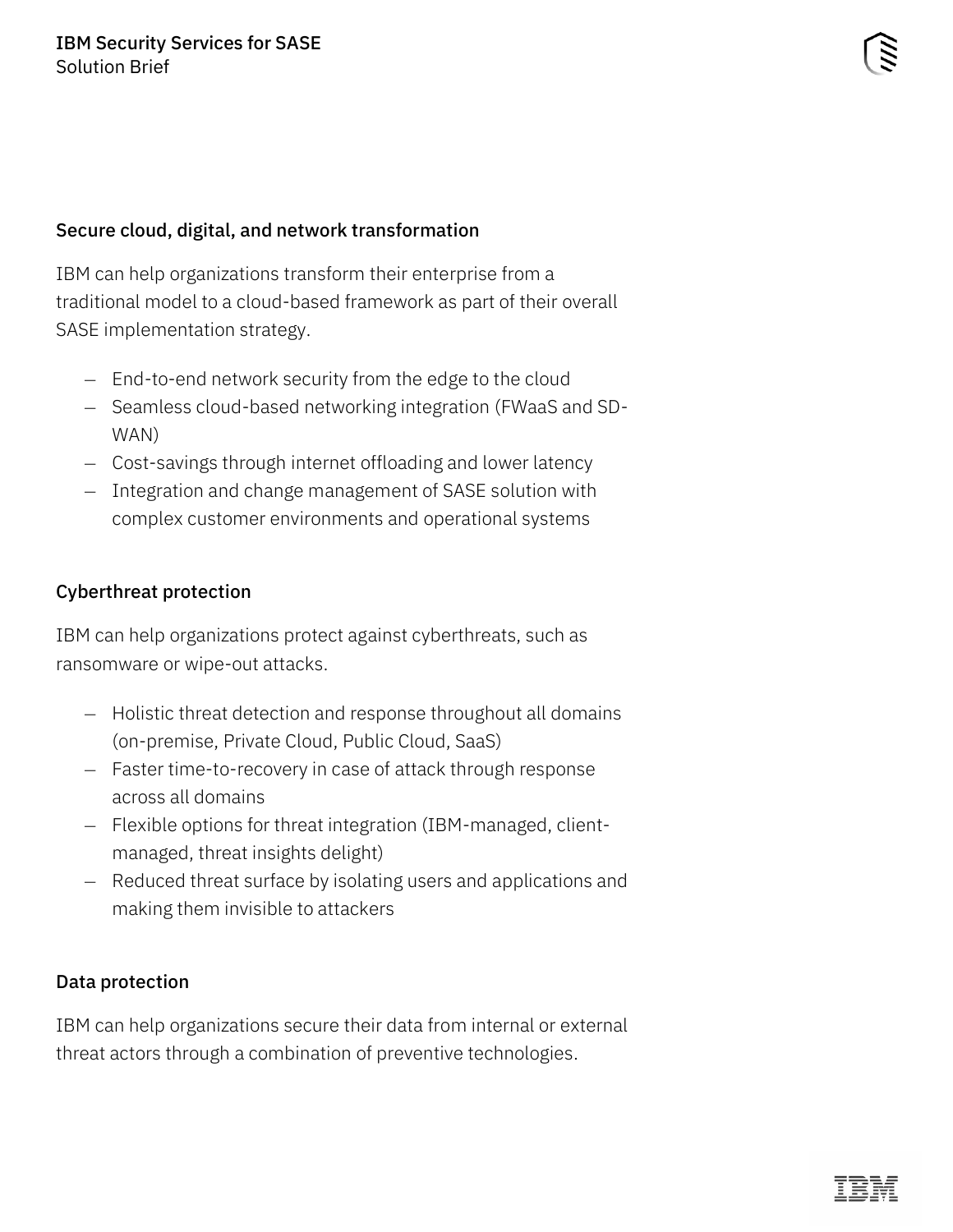### Secure cloud, digital, and network transformation

IBM can help organizations transform their enterprise from a traditional model to a cloud-based framework as part of their overall SASE implementation strategy.

- End-to-end network security from the edge to the cloud
- Seamless cloud-based networking integration (FWaaS and SD-WAN)
- Cost-savings through internet offloading and lower latency
- Integration and change management of SASE solution with complex customer environments and operational systems

### Cyberthreat protection

IBM can help organizations protect against cyberthreats, such as ransomware or wipe-out attacks.

- Holistic threat detection and response throughout all domains (on-premise, Private Cloud, Public Cloud, SaaS)
- Faster time-to-recovery in case of attack through response across all domains
- Flexible options for threat integration (IBM-managed, client-managed, threat insights delight)
- Reduced threat surface by isolating users and applications and making them invisible to attackers

### Data protection

IBM can help organizations secure their data from internal or external threat actors through a combination of preventive technologies.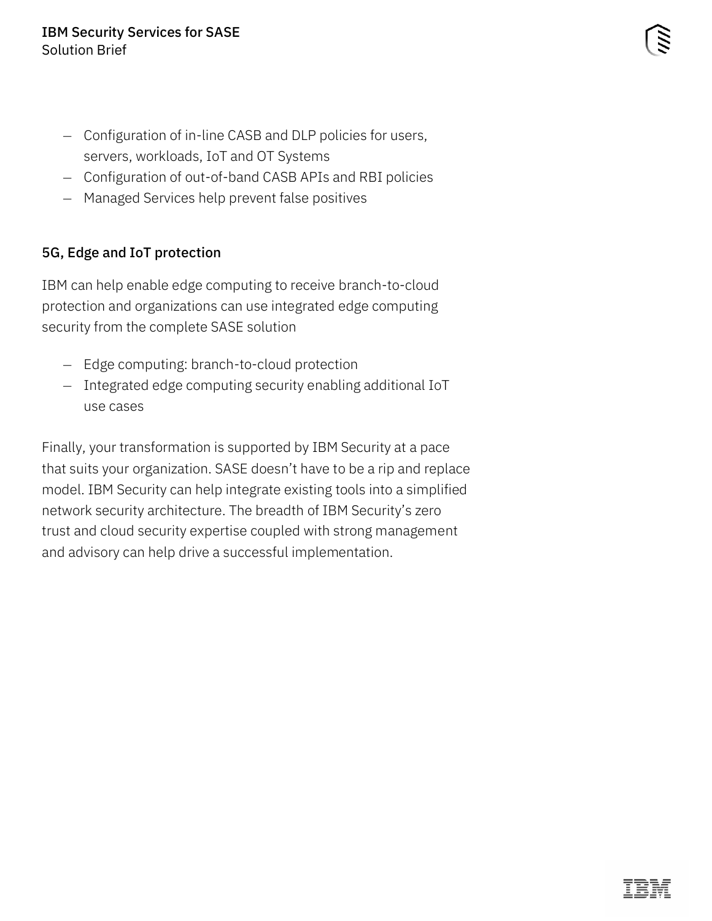- Configuration of in-line CASB and DLP policies for users, servers, workloads, IoT and OT Systems
- Configuration of out-of-band CASB APIs and RBI policies
- Managed Services help prevent false positives

## 5G, Edge and IoT protection

IBM can help enable edge computing to receive branch-to-cloud protection and organizations can use integrated edge computing security from the complete SASE solution

- Edge computing: branch-to-cloud protection
- Integrated edge computing security enabling additional IoT use cases

Finally, your transformation is supported by IBM Security at a pace that suits your organization. SASE doesn’t have to be a rip and replace model. IBM Security can help integrate existing tools into a simplified network security architecture. The breadth of IBM Security’s zero trust and cloud security expertise coupled with strong management and advisory can help drive a successful implementation.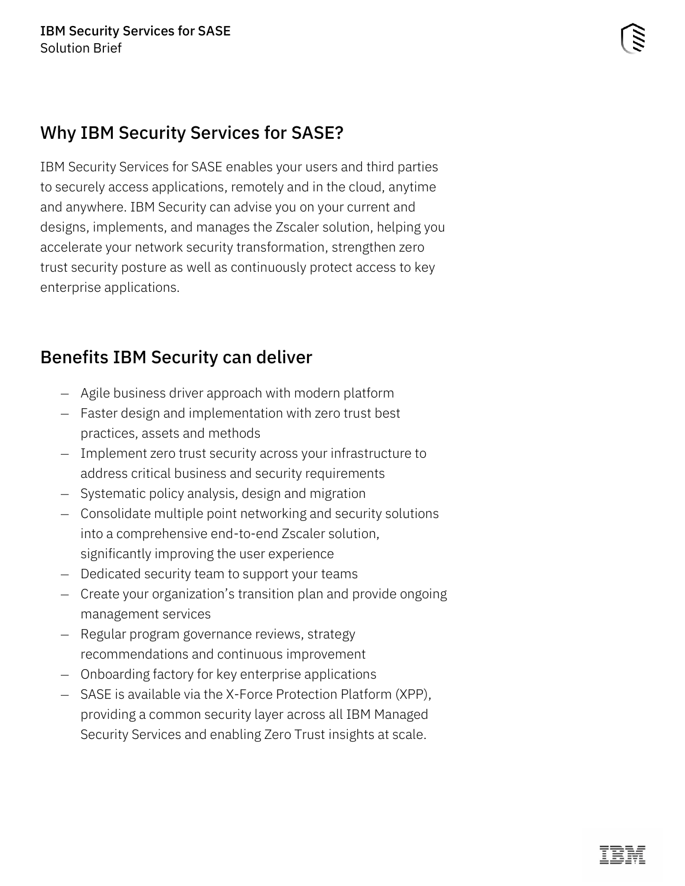## Why IBM Security Services for SASE?

IBM Security Services for SASE enables your users and third parties to securely access applications, remotely and in the cloud, anytime and anywhere. IBM Security can advise you on your current and designs, implements, and manages the Zscaler solution, helping you accelerate your network security transformation, strengthen zero trust security posture as well as continuously protect access to key enterprise applications.

## Benefits IBM Security can deliver

- Agile business driver approach with modern platform
- Faster design and implementation with zero trust best practices, assets and methods
- Implement zero trust security across your infrastructure to address critical business and security requirements
- Systematic policy analysis, design and migration
- Consolidate multiple point networking and security solutions into a comprehensive end-to-end Zscaler solution, significantly improving the user experience
- Dedicated security team to support your teams
- Create your organization's transition plan and provide ongoing management services
- Regular program governance reviews, strategy recommendations and continuous improvement
- Onboarding factory for key enterprise applications
- SASE is available via the X-Force Protection Platform (XPP), providing a common security layer across all IBM Managed Security Services and enabling Zero Trust insights at scale.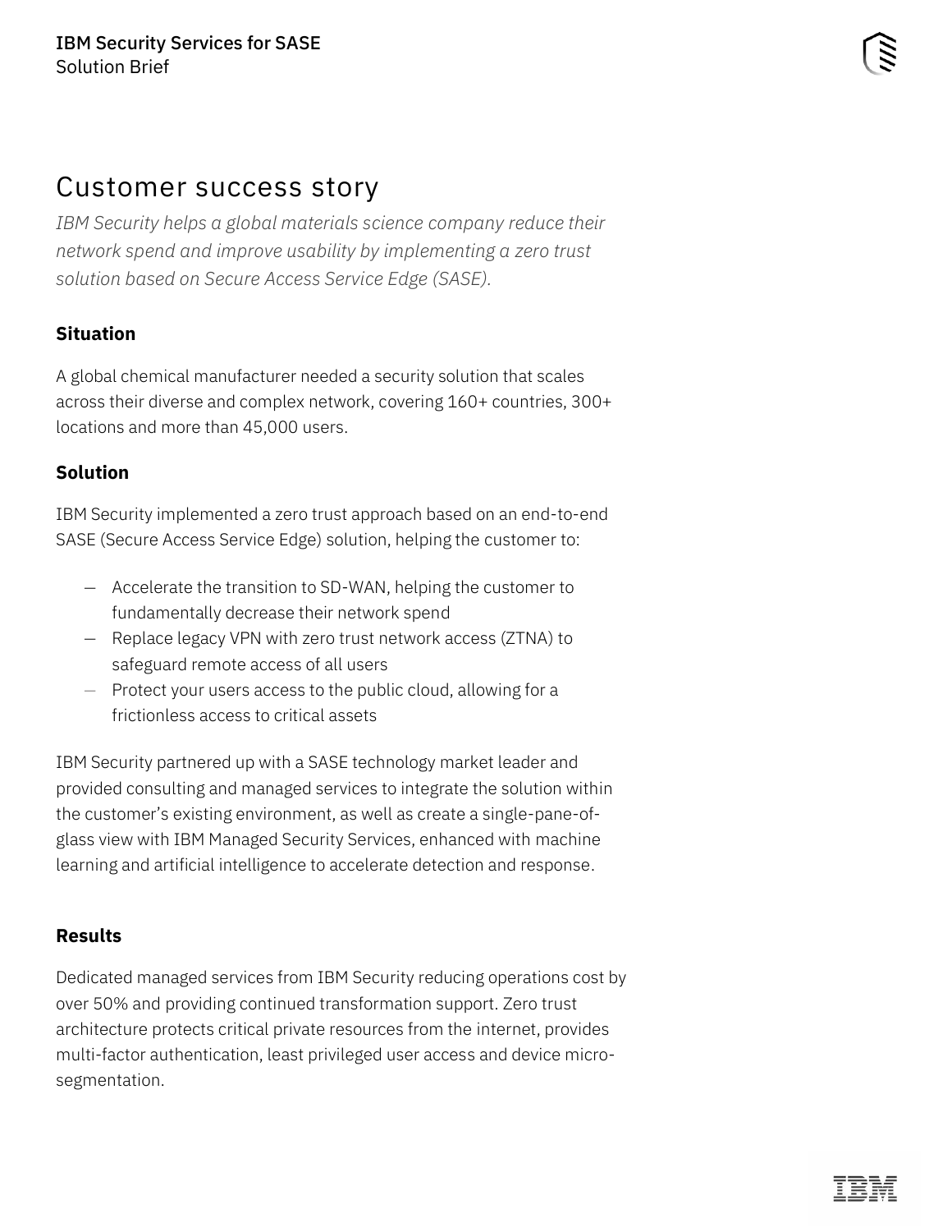# Customer success story

*IBM Security helps a global materials science company reduce their network spend and improve usability by implementing a zero trust solution based on Secure Access Service Edge (SASE).*

### Situation

A global chemical manufacturer needed a security solution that scales across their diverse and complex network, covering 160+ countries, 300+ locations and more than 45,000 users.

### Solution

IBM Security implemented a zero trust approach based on an end-to-end SASE (Secure Access Service Edge) solution, helping the customer to:

- Accelerate the transition to SD-WAN, helping the customer to fundamentally decrease their network spend
- Replace legacy VPN with zero trust network access (ZTNA) to safeguard remote access of all users
- Protect your users access to the public cloud, allowing for a frictionless access to critical assets

IBM Security partnered up with a SASE technology market leader and provided consulting and managed services to integrate the solution within the customer's existing environment, as well as create a single-pane-of-glass view with IBM Managed Security Services, enhanced with machine learning and artificial intelligence to accelerate detection and response.

### Results

Dedicated managed services from IBM Security reducing operations cost by over 50% and providing continued transformation support. Zero trust architecture protects critical private resources from the internet, provides multi-factor authentication, least privileged user access and device micro-segmentation.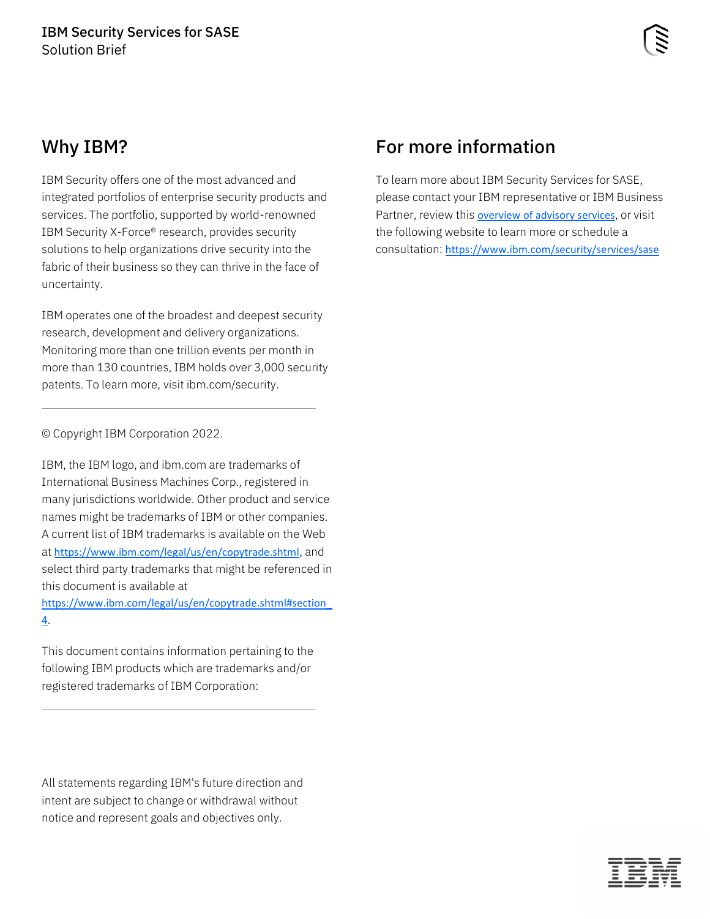## Why IBM?

IBM Security offers one of the most advanced and integrated portfolios of enterprise security products and services. The portfolio, supported by world-renowned IBM Security X-Force® research, provides security solutions to help organizations drive security into the fabric of their business so they can thrive in the face of uncertainty.

IBM operates one of the broadest and deepest security research, development and delivery organizations. Monitoring more than one trillion events per month in more than 130 countries, IBM holds over 3,000 security patents. To learn more, visit ibm.com/security.

---

© Copyright IBM Corporation 2022.

IBM, the IBM logo, and ibm.com are trademarks of International Business Machines Corp., registered in many jurisdictions worldwide. Other product and service names might be trademarks of IBM or other companies. A current list of IBM trademarks is available on the Web at https://www.ibm.com/legal/us/en/copytrade.shtml, and select third party trademarks that might be referenced in this document is available at https://www.ibm.com/legal/us/en/copytrade.shtml#section_4.

This document contains information pertaining to the following IBM products which are trademarks and/or registered trademarks of IBM Corporation:

---

All statements regarding IBM's future direction and intent are subject to change or withdrawal without notice and represent goals and objectives only.

## For more information

To learn more about IBM Security Services for SASE, please contact your IBM representative or IBM Business Partner, review this overview of advisory services, or visit the following website to learn more or schedule a consultation: https://www.ibm.com/security/services/sase